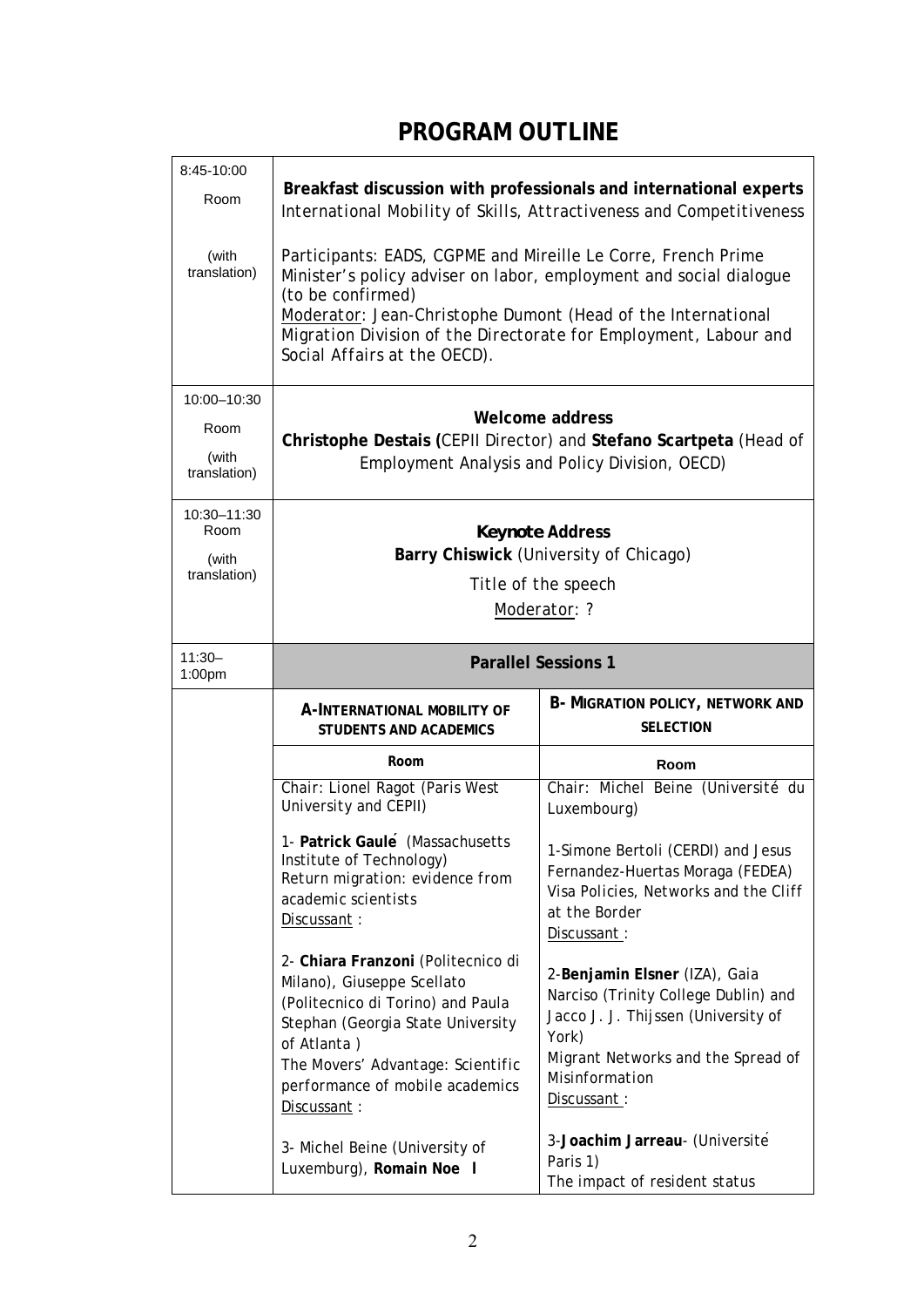# PROGRAM OUTLINE

| | |
|---|---|
| 8:45-10:00<br>Room<br>(with translation) | **Breakfast discussion with professionals and international experts**<br>International Mobility of Skills, Attractiveness and Competitiveness<br><br>Participants: EADS, CGPME and Mireille Le Corre, French Prime Minister's policy adviser on labor, employment and social dialogue (to be confirmed)<br>Moderator: Jean-Christophe Dumont (Head of the International Migration Division of the Directorate for Employment, Labour and Social Affairs at the OECD). |
| 10:00–10:30<br>Room<br>(with translation) | **Welcome address**<br>**Christophe Destais (**CEPII Director) and **Stefano Scartpeta** (Head of Employment Analysis and Policy Division, OECD) |
| 10:30–11:30<br>Room<br>(with translation) | ***Keynote* Address**<br>**Barry Chiswick** (University of Chicago)<br>Title of the speech<br>Moderator: ? |

| | | |
|---|---|---|
| 11:30–1:00pm | **Parallel Sessions 1** | |
| | **A-INTERNATIONAL MOBILITY OF STUDENTS AND ACADEMICS** | **B- MIGRATION POLICY, NETWORK AND SELECTION** |
| | **Room** | **Room** |
| | Chair: Lionel Ragot (Paris West University and CEPII)<br><br>1- **Patrick Gaulé** (Massachusetts Institute of Technology)<br>Return migration: evidence from academic scientists<br>Discussant :<br><br>2- **Chiara Franzoni** (Politecnico di Milano), Giuseppe Scellato (Politecnico di Torino) and Paula Stephan (Georgia State University of Atlanta )<br>The Movers' Advantage: Scientific performance of mobile academics<br>Discussant :<br><br>3- Michel Beine (University of Luxemburg), **Romain Noël** | Chair: Michel Beine (Université du Luxembourg)<br><br>1-Simone Bertoli (CERDI) and Jesus Fernandez-Huertas Moraga (FEDEA)<br>Visa Policies, Networks and the Cliff at the Border<br>Discussant :<br><br>2-**Benjamin Elsner** (IZA), Gaia Narciso (Trinity College Dublin) and Jacco J. J. Thijssen (University of York)<br>Migrant Networks and the Spread of Misinformation<br>Discussant :<br><br>3-**Joachim Jarreau**- (Université Paris 1)<br>The impact of resident status |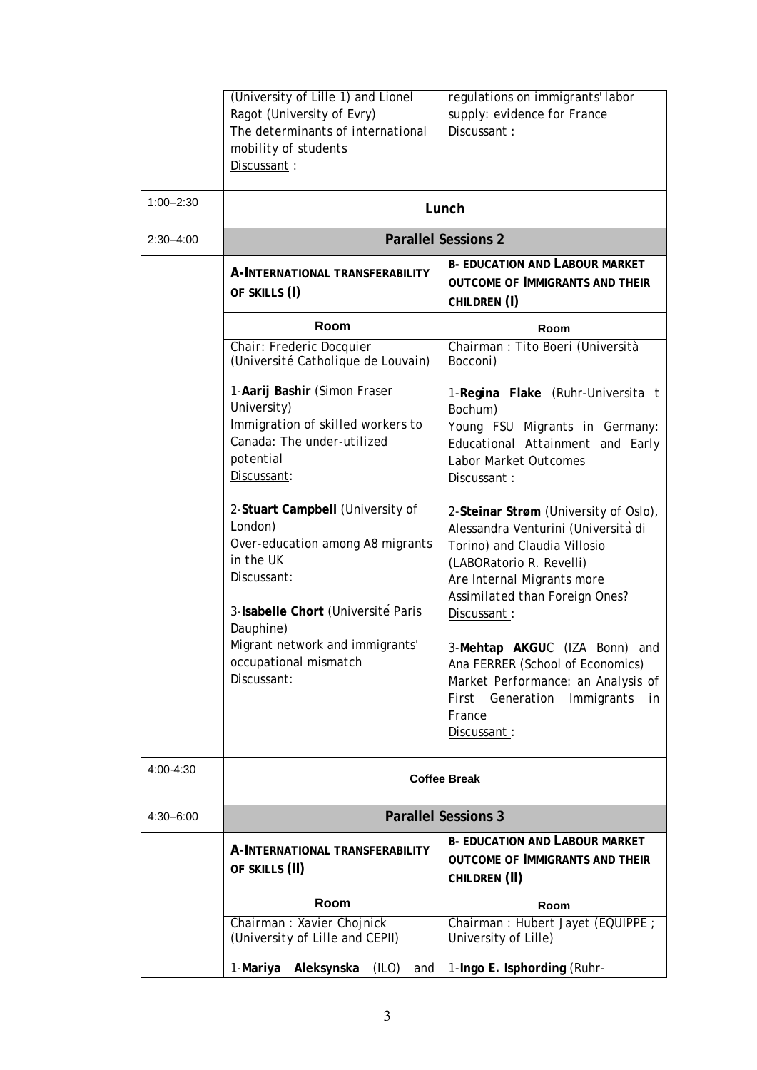| | | |
|---|---|---|
| | (University of Lille 1) and Lionel Ragot (University of Evry)<br>The determinants of international mobility of students<br>Discussant : | regulations on immigrants' labor supply: evidence for France<br>Discussant : |
| 1:00–2:30 | **Lunch** | |
| 2:30–4:00 | **Parallel Sessions 2** | |
| | **A-INTERNATIONAL TRANSFERABILITY OF SKILLS (I)** | **B- EDUCATION AND LABOUR MARKET OUTCOME OF IMMIGRANTS AND THEIR CHILDREN (I)** |
| | **Room** | **Room** |
| | Chair: Frederic Docquier (Université Catholique de Louvain)<br><br>1-**Aarij Bashir** (Simon Fraser University)<br>Immigration of skilled workers to Canada: The under-utilized potential<br>Discussant:<br><br>2-**Stuart Campbell** (University of London)<br>Over-education among A8 migrants in the UK<br>Discussant:<br><br>3-**Isabelle Chort** (Université Paris Dauphine)<br>Migrant network and immigrants' occupational mismatch<br>Discussant: | Chairman : Tito Boeri (Università Bocconi)<br><br>1-**Regina Flake** (Ruhr-Universita t Bochum)<br>Young FSU Migrants in Germany: Educational Attainment and Early Labor Market Outcomes<br>Discussant :<br><br>2-**Steinar Strøm** (University of Oslo), Alessandra Venturini (Università di Torino) and Claudia Villosio (LABORatorio R. Revelli)<br>Are Internal Migrants more Assimilated than Foreign Ones?<br>Discussant :<br><br>3-**Mehtap AKGU**C (IZA Bonn) and Ana FERRER (School of Economics)<br>Market Performance: an Analysis of First Generation Immigrants in France<br>Discussant : |
| 4:00-4:30 | **Coffee Break** | |
| 4:30–6:00 | **Parallel Sessions 3** | |
| | **A-INTERNATIONAL TRANSFERABILITY OF SKILLS (II)** | **B- EDUCATION AND LABOUR MARKET OUTCOME OF IMMIGRANTS AND THEIR CHILDREN (II)** |
| | **Room** | **Room** |
| | Chairman : Xavier Chojnick (University of Lille and CEPII)<br><br>1-**Mariya Aleksynska** (ILO) and | Chairman : Hubert Jayet (EQUIPPE ; University of Lille)<br><br>1-**Ingo E. Isphording** (Ruhr- |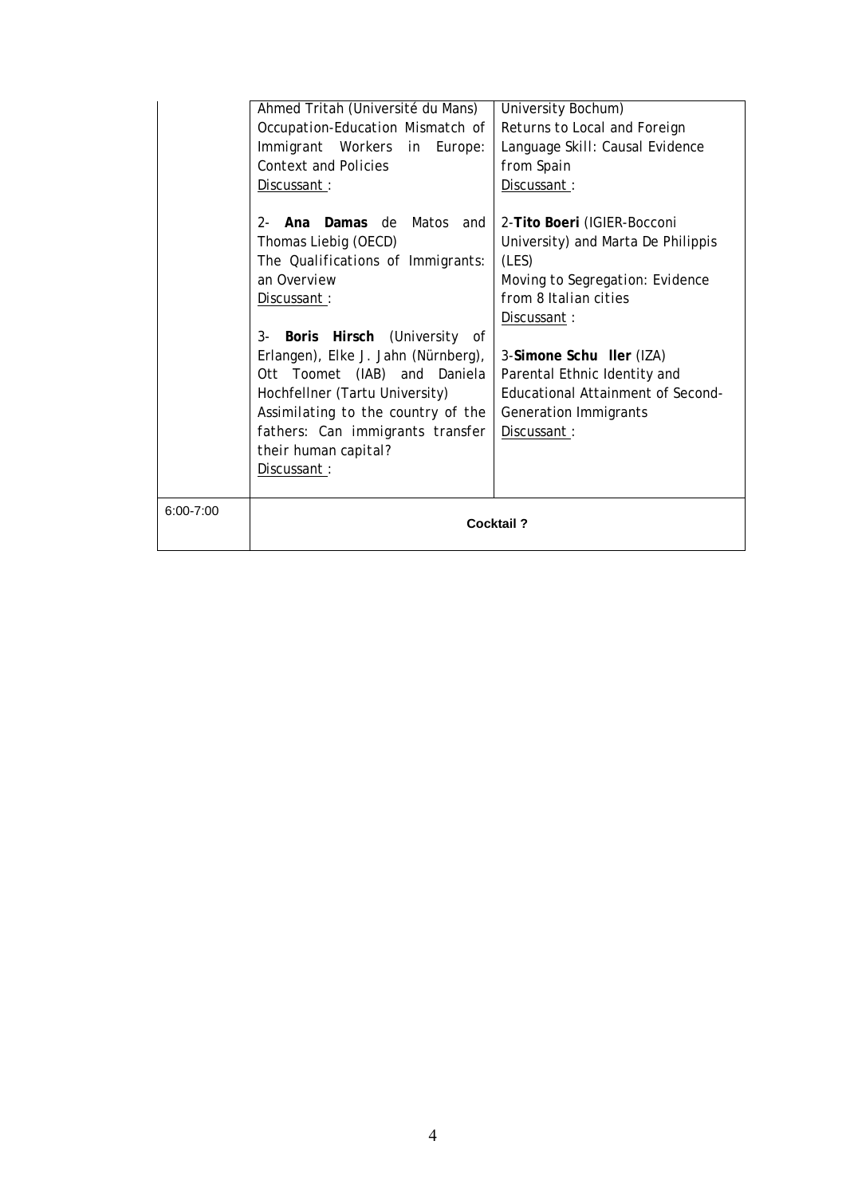| | | |
|---|---|---|
| | Ahmed Tritah (Université du Mans)<br>Occupation-Education Mismatch of Immigrant Workers in Europe: Context and Policies<br>Discussant :<br><br>2- **Ana Damas** de Matos and Thomas Liebig (OECD)<br>The Qualifications of Immigrants: an Overview<br>Discussant :<br><br>3- **Boris Hirsch** (University of Erlangen), Elke J. Jahn (Nürnberg), Ott Toomet (IAB) and Daniela Hochfellner (Tartu University)<br>Assimilating to the country of the fathers: Can immigrants transfer their human capital?<br>Discussant : | University Bochum)<br>Returns to Local and Foreign Language Skill: Causal Evidence from Spain<br>Discussant :<br><br>2-**Tito Boeri** (IGIER-Bocconi University) and Marta De Philippis (LES)<br>Moving to Segregation: Evidence from 8 Italian cities<br>Discussant :<br><br>3-**Simone Schu ller** (IZA)<br>Parental Ethnic Identity and Educational Attainment of Second-Generation Immigrants<br>Discussant : |
| 6:00-7:00 | **Cocktail ?** | |